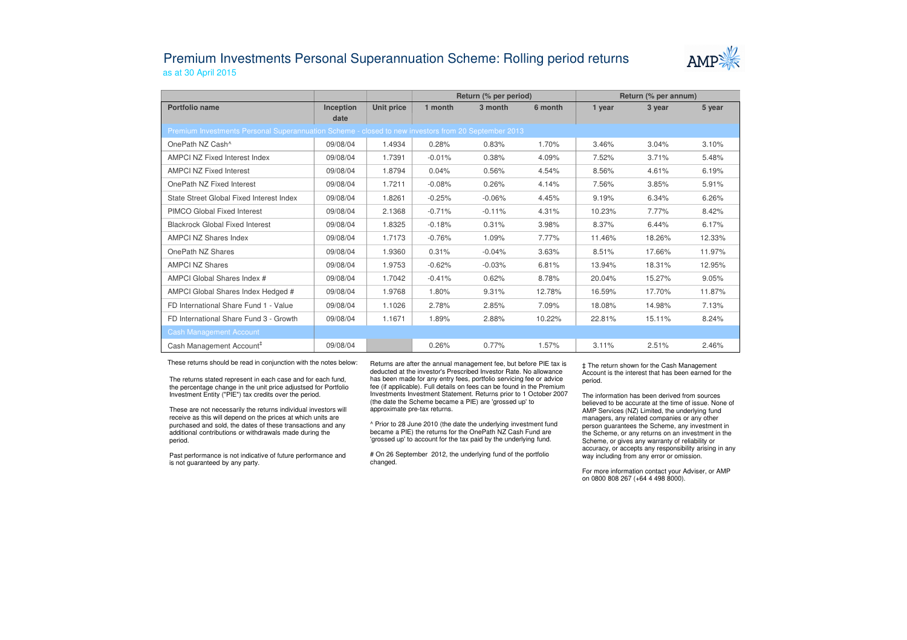# Premium Investments Personal Superannuation Scheme: Rolling period returns

as at 30 April 2015

| Portfolio name | Inception date | Unit price | Return (% per period) | | | Return (% per annum) | | |
|---|---|---|---|---|---|---|---|---|
| | | | 1 month | 3 month | 6 month | 1 year | 3 year | 5 year |
| **Premium Investments Personal Superannuation Scheme - closed to new investors from 20 September 2013** | | | | | | | | |
| OnePath NZ Cash^ | 09/08/04 | 1.4934 | 0.28% | 0.83% | 1.70% | 3.46% | 3.04% | 3.10% |
| AMPCI NZ Fixed Interest Index | 09/08/04 | 1.7391 | -0.01% | 0.38% | 4.09% | 7.52% | 3.71% | 5.48% |
| AMPCI NZ Fixed Interest | 09/08/04 | 1.8794 | 0.04% | 0.56% | 4.54% | 8.56% | 4.61% | 6.19% |
| OnePath NZ Fixed Interest | 09/08/04 | 1.7211 | -0.08% | 0.26% | 4.14% | 7.56% | 3.85% | 5.91% |
| State Street Global Fixed Interest Index | 09/08/04 | 1.8261 | -0.25% | -0.06% | 4.45% | 9.19% | 6.34% | 6.26% |
| PIMCO Global Fixed Interest | 09/08/04 | 2.1368 | -0.71% | -0.11% | 4.31% | 10.23% | 7.77% | 8.42% |
| Blackrock Global Fixed Interest | 09/08/04 | 1.8325 | -0.18% | 0.31% | 3.98% | 8.37% | 6.44% | 6.17% |
| AMPCI NZ Shares Index | 09/08/04 | 1.7173 | -0.76% | 1.09% | 7.77% | 11.46% | 18.26% | 12.33% |
| OnePath NZ Shares | 09/08/04 | 1.9360 | 0.31% | -0.04% | 3.63% | 8.51% | 17.66% | 11.97% |
| AMPCI NZ Shares | 09/08/04 | 1.9753 | -0.62% | -0.03% | 6.81% | 13.94% | 18.31% | 12.95% |
| AMPCI Global Shares Index # | 09/08/04 | 1.7042 | -0.41% | 0.62% | 8.78% | 20.04% | 15.27% | 9.05% |
| AMPCI Global Shares Index Hedged # | 09/08/04 | 1.9768 | 1.80% | 9.31% | 12.78% | 16.59% | 17.70% | 11.87% |
| FD International Share Fund 1 - Value | 09/08/04 | 1.1026 | 2.78% | 2.85% | 7.09% | 18.08% | 14.98% | 7.13% |
| FD International Share Fund 3 - Growth | 09/08/04 | 1.1671 | 1.89% | 2.88% | 10.22% | 22.81% | 15.11% | 8.24% |
| **Cash Management Account** | | | | | | | | |
| Cash Management Account‡ | 09/08/04 | | 0.26% | 0.77% | 1.57% | 3.11% | 2.51% | 2.46% |

These returns should be read in conjunction with the notes below:

The returns stated represent in each case and for each fund, the percentage change in the unit price adjustsed for Portfolio Investment Entity ("PIE") tax credits over the period.

These are not necessarily the returns individual investors will receive as this will depend on the prices at which units are purchased and sold, the dates of these transactions and any additional contributions or withdrawals made during the period.

Past performance is not indicative of future performance and is not guaranteed by any party.

Returns are after the annual management fee, but before PIE tax is deducted at the investor's Prescribed Investor Rate. No allowance has been made for any entry fees, portfolio servicing fee or advice fee (if applicable). Full details on fees can be found in the Premium Investments Investment Statement. Returns prior to 1 October 2007 (the date the Scheme became a PIE) are 'grossed up' to approximate pre-tax returns.

^ Prior to 28 June 2010 (the date the underlying investment fund became a PIE) the returns for the OnePath NZ Cash Fund are 'grossed up' to account for the tax paid by the underlying fund.

# On 26 September 2012, the underlying fund of the portfolio changed.

‡ The return shown for the Cash Management Account is the interest that has been earned for the period.

The information has been derived from sources believed to be accurate at the time of issue. None of AMP Services (NZ) Limited, the underlying fund managers, any related companies or any other person guarantees the Scheme, any investment in the Scheme, or any returns on an investment in the Scheme, or gives any warranty of reliability or accuracy, or accepts any responsibility arising in any way including from any error or omission.

For more information contact your Adviser, or AMP on 0800 808 267 (+64 4 498 8000).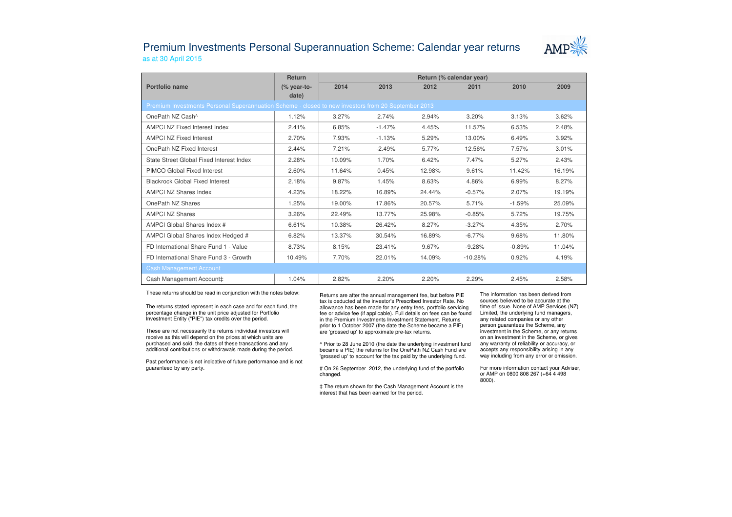# Premium Investments Personal Superannuation Scheme: Calendar year returns

as at 30 April 2015

| Portfolio name | Return (% year-to-date) | Return (% calendar year) | | | | | |
|---|---|---|---|---|---|---|---|
| | | 2014 | 2013 | 2012 | 2011 | 2010 | 2009 |
| Premium Investments Personal Superannuation Scheme - closed to new investors from 20 September 2013 | | | | | | | |
| OnePath NZ Cash^ | 1.12% | 3.27% | 2.74% | 2.94% | 3.20% | 3.13% | 3.62% |
| AMPCI NZ Fixed Interest Index | 2.41% | 6.85% | -1.47% | 4.45% | 11.57% | 6.53% | 2.48% |
| AMPCI NZ Fixed Interest | 2.70% | 7.93% | -1.13% | 5.29% | 13.00% | 6.49% | 3.92% |
| OnePath NZ Fixed Interest | 2.44% | 7.21% | -2.49% | 5.77% | 12.56% | 7.57% | 3.01% |
| State Street Global Fixed Interest Index | 2.28% | 10.09% | 1.70% | 6.42% | 7.47% | 5.27% | 2.43% |
| PIMCO Global Fixed Interest | 2.60% | 11.64% | 0.45% | 12.98% | 9.61% | 11.42% | 16.19% |
| Blackrock Global Fixed Interest | 2.18% | 9.87% | 1.45% | 8.63% | 4.86% | 6.99% | 8.27% |
| AMPCI NZ Shares Index | 4.23% | 18.22% | 16.89% | 24.44% | -0.57% | 2.07% | 19.19% |
| OnePath NZ Shares | 1.25% | 19.00% | 17.86% | 20.57% | 5.71% | -1.59% | 25.09% |
| AMPCI NZ Shares | 3.26% | 22.49% | 13.77% | 25.98% | -0.85% | 5.72% | 19.75% |
| AMPCI Global Shares Index # | 6.61% | 10.38% | 26.42% | 8.27% | -3.27% | 4.35% | 2.70% |
| AMPCI Global Shares Index Hedged # | 6.82% | 13.37% | 30.54% | 16.89% | -6.77% | 9.68% | 11.80% |
| FD International Share Fund 1 - Value | 8.73% | 8.15% | 23.41% | 9.67% | -9.28% | -0.89% | 11.04% |
| FD International Share Fund 3 - Growth | 10.49% | 7.70% | 22.01% | 14.09% | -10.28% | 0.92% | 4.19% |
| Cash Management Account | | | | | | | |
| Cash Management Account‡ | 1.04% | 2.82% | 2.20% | 2.20% | 2.29% | 2.45% | 2.58% |

These returns should be read in conjunction with the notes below:

The returns stated represent in each case and for each fund, the percentage change in the unit price adjusted for Portfolio Investment Entity ("PIE") tax credits over the period.

These are not necessarily the returns individual investors will receive as this will depend on the prices at which units are purchased and sold, the dates of these transactions and any additional contributions or withdrawals made during the period.

Past performance is not indicative of future performance and is not guaranteed by any party.

Returns are after the annual management fee, but before PIE tax is deducted at the investor's Prescribed Investor Rate. No allowance has been made for any entry fees, portfolio servicing fee or advice fee (if applicable). Full details on fees can be found in the Premium Investments Investment Statement. Returns prior to 1 October 2007 (the date the Scheme became a PIE) are 'grossed up' to approximate pre-tax returns.

^ Prior to 28 June 2010 (the date the underlying investment fund became a PIE) the returns for the OnePath NZ Cash Fund are 'grossed up' to account for the tax paid by the underlying fund.

# On 26 September 2012, the underlying fund of the portfolio changed.

‡ The return shown for the Cash Management Account is the interest that has been earned for the period.

The information has been derived from sources believed to be accurate at the time of issue. None of AMP Services (NZ) Limited, the underlying fund managers, any related companies or any other person guarantees the Scheme, any investment in the Scheme, or any returns on an investment in the Scheme, or gives any warranty of reliability or accuracy, or accepts any responsibility arising in any way including from any error or omission.

For more information contact your Adviser, or AMP on 0800 808 267 (+64 4 498 8000).